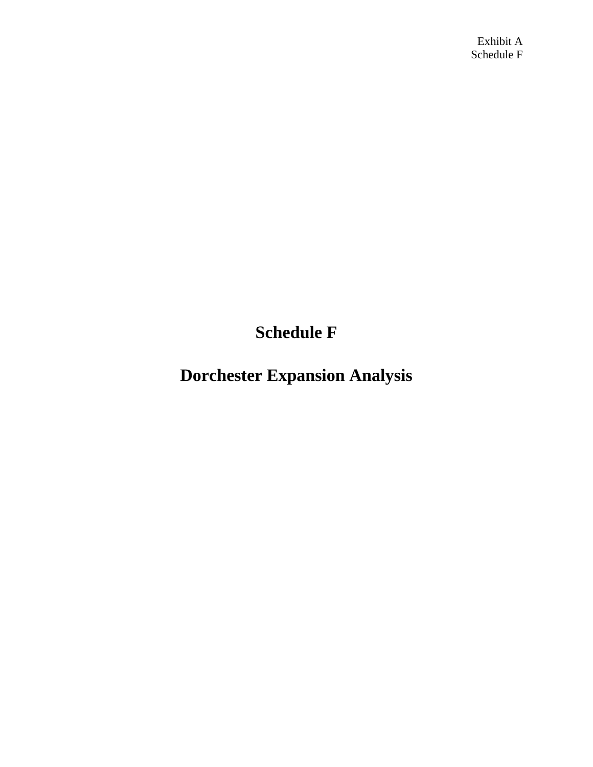Exhibit A
Schedule F

# Schedule F

# Dorchester Expansion Analysis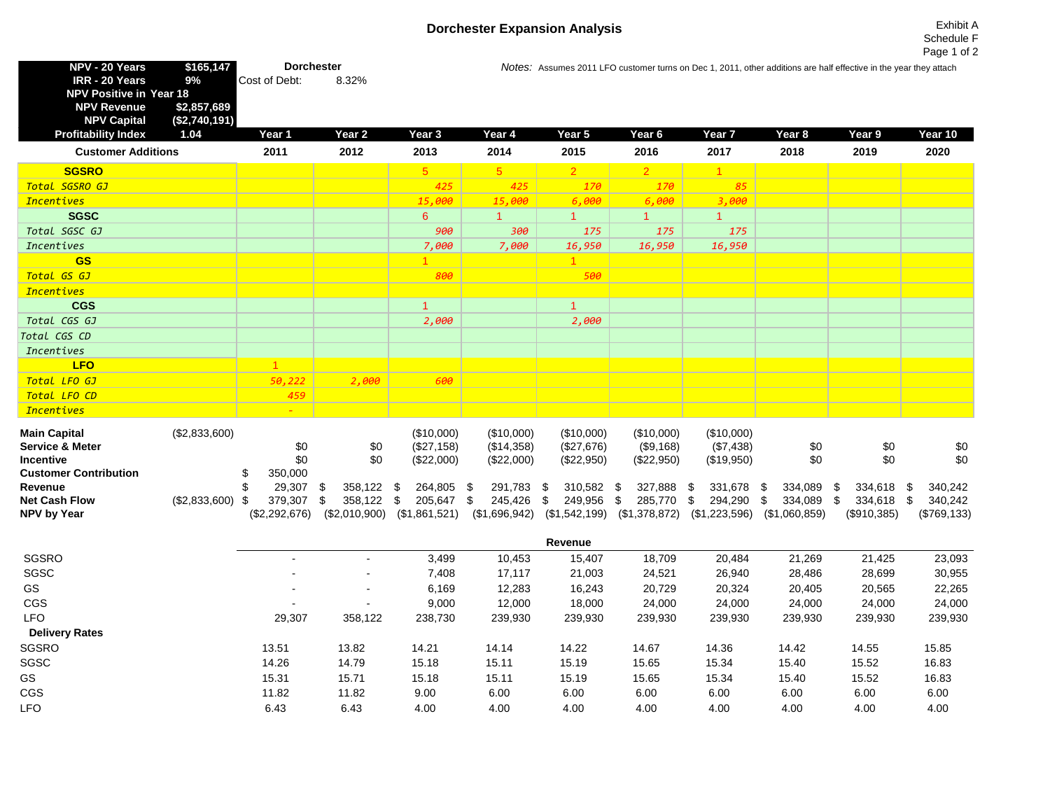# Dorchester Expansion Analysis

Exhibit A
Schedule F

| | |
|---|---|
| **NPV - 20 Years** | **$165,147** |
| **IRR - 20 Years** | **9%** |
| **NPV Positive in Year 18** | |
| **NPV Revenue** | **$2,857,689** |
| **NPV Capital** | **($2,740,191)** |
| **Profitability Index** | **1.04** |

**Dorchester**
Cost of Debt: 8.32%

*Notes:* Assumes 2011 LFO customer turns on Dec 1, 2011, other additions are half effective in the year they attach

| | | Year 1 | Year 2 | Year 3 | Year 4 | Year 5 | Year 6 | Year 7 | Year 8 | Year 9 | Year 10 |
|---|---|---|---|---|---|---|---|---|---|---|---|
| **Customer Additions** | | 2011 | 2012 | 2013 | 2014 | 2015 | 2016 | 2017 | 2018 | 2019 | 2020 |
| **SGSRO** | | | | 5 | 5 | 2 | 2 | 1 | | | |
| *Total SGSRO GJ* | | | | *425* | *425* | *170* | *170* | *85* | | | |
| *Incentives* | | | | *15,000* | *15,000* | *6,000* | *6,000* | *3,000* | | | |
| **SGSC** | | | | 6 | 1 | 1 | 1 | 1 | | | |
| *Total SGSC GJ* | | | | *900* | *300* | *175* | *175* | *175* | | | |
| *Incentives* | | | | *7,000* | *7,000* | *16,950* | *16,950* | *16,950* | | | |
| **GS** | | | | 1 | | 1 | | | | | |
| *Total GS GJ* | | | | *800* | | *500* | | | | | |
| *Incentives* | | | | | | | | | | | |
| **CGS** | | | | 1 | | 1 | | | | | |
| *Total CGS GJ* | | | | *2,000* | | *2,000* | | | | | |
| *Total CGS CD* | | | | | | | | | | | |
| *Incentives* | | | | | | | | | | | |
| **LFO** | | 1 | | | | | | | | | |
| *Total LFO GJ* | | *50,222* | *2,000* | *600* | | | | | | | |
| *Total LFO CD* | | *459* | | | | | | | | | |
| *Incentives* | | *-* | | | | | | | | | |
| **Main Capital** | ($2,833,600) | | | ($10,000) | ($10,000) | ($10,000) | ($10,000) | ($10,000) | | | |
| **Service & Meter** | | $0 | $0 | ($27,158) | ($14,358) | ($27,676) | ($9,168) | ($7,438) | $0 | $0 | $0 |
| **Incentive** | | $0 | $0 | ($22,000) | ($22,000) | ($22,950) | ($22,950) | ($19,950) | $0 | $0 | $0 |
| **Customer Contribution** | | $ 350,000 | | | | | | | | | |
| **Revenue** | | $ 29,307 | $ 358,122 | $ 264,805 | $ 291,783 | $ 310,582 | $ 327,888 | $ 331,678 | $ 334,089 | $ 334,618 | $ 340,242 |
| **Net Cash Flow** | ($2,833,600) | $ 379,307 | $ 358,122 | $ 205,647 | $ 245,426 | $ 249,956 | $ 285,770 | $ 294,290 | $ 334,089 | $ 334,618 | $ 340,242 |
| **NPV by Year** | | ($2,292,676) | ($2,010,900) | ($1,861,521) | ($1,696,942) | ($1,542,199) | ($1,378,872) | ($1,223,596) | ($1,060,859) | ($910,385) | ($769,133) |

**Revenue**

| | 2011 | 2012 | 2013 | 2014 | 2015 | 2016 | 2017 | 2018 | 2019 | 2020 |
|---|---|---|---|---|---|---|---|---|---|---|
| SGSRO | - | - | 3,499 | 10,453 | 15,407 | 18,709 | 20,484 | 21,269 | 21,425 | 23,093 |
| SGSC | - | - | 7,408 | 17,117 | 21,003 | 24,521 | 26,940 | 28,486 | 28,699 | 30,955 |
| GS | - | - | 6,169 | 12,283 | 16,243 | 20,729 | 20,324 | 20,405 | 20,565 | 22,265 |
| CGS | - | - | 9,000 | 12,000 | 18,000 | 24,000 | 24,000 | 24,000 | 24,000 | 24,000 |
| LFO | 29,307 | 358,122 | 238,730 | 239,930 | 239,930 | 239,930 | 239,930 | 239,930 | 239,930 | 239,930 |
| **Delivery Rates** | | | | | | | | | | |
| SGSRO | 13.51 | 13.82 | 14.21 | 14.14 | 14.22 | 14.67 | 14.36 | 14.42 | 14.55 | 15.85 |
| SGSC | 14.26 | 14.79 | 15.18 | 15.11 | 15.19 | 15.65 | 15.34 | 15.40 | 15.52 | 16.83 |
| GS | 15.31 | 15.71 | 15.18 | 15.11 | 15.19 | 15.65 | 15.34 | 15.40 | 15.52 | 16.83 |
| CGS | 11.82 | 11.82 | 9.00 | 6.00 | 6.00 | 6.00 | 6.00 | 6.00 | 6.00 | 6.00 |
| LFO | 6.43 | 6.43 | 4.00 | 4.00 | 4.00 | 4.00 | 4.00 | 4.00 | 4.00 | 4.00 |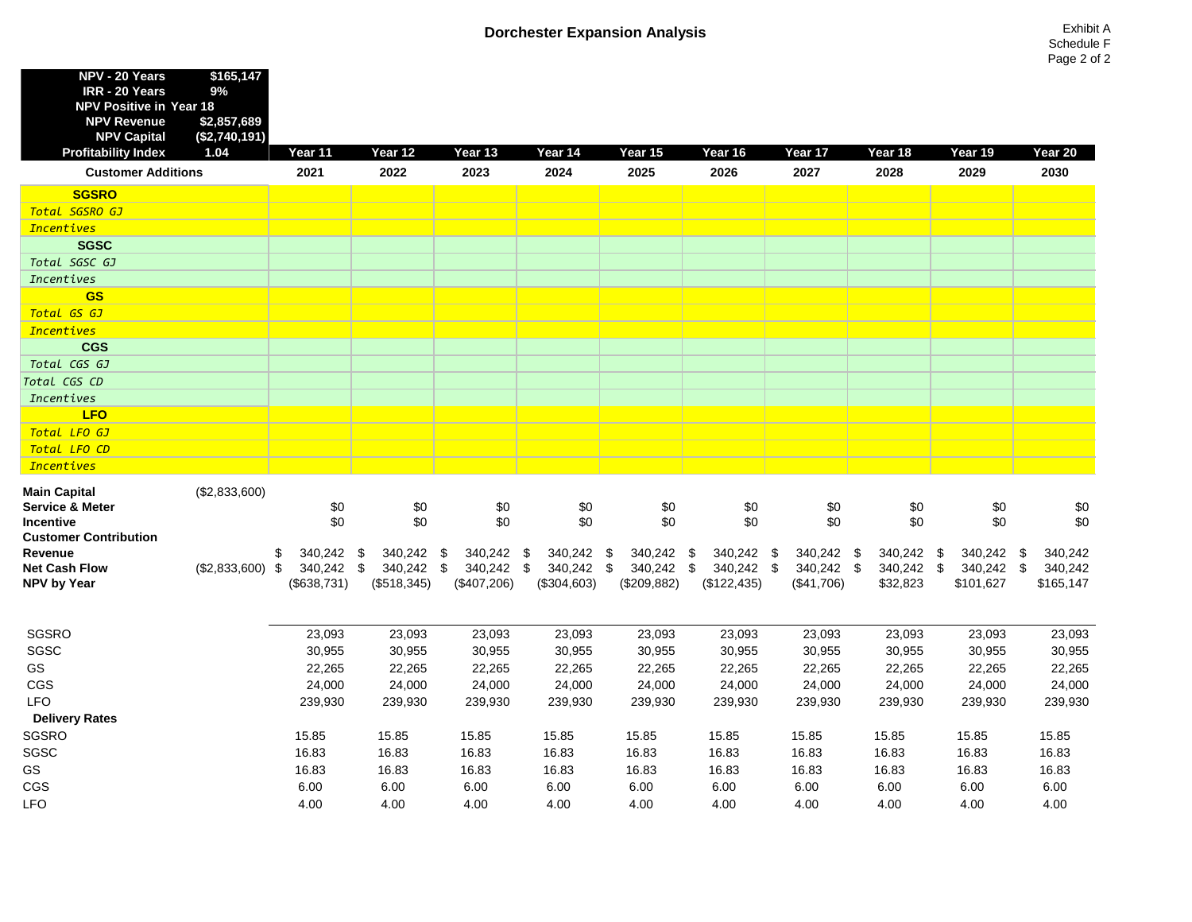# Dorchester Expansion Analysis

Exhibit A
Schedule F
Page 2 of 2

| | |
|---|---|
| NPV - 20 Years | $165,147 |
| IRR - 20 Years | 9% |
| NPV Positive in | Year 18 |
| NPV Revenue | $2,857,689 |
| NPV Capital | ($2,740,191) |
| Profitability Index | 1.04 |

| | | Year 11 | Year 12 | Year 13 | Year 14 | Year 15 | Year 16 | Year 17 | Year 18 | Year 19 | Year 20 |
|---|---|---|---|---|---|---|---|---|---|---|---|
| **Customer Additions** | | 2021 | 2022 | 2023 | 2024 | 2025 | 2026 | 2027 | 2028 | 2029 | 2030 |
| **SGSRO** | | | | | | | | | | | |
| *Total SGSRO GJ* | | | | | | | | | | | |
| *Incentives* | | | | | | | | | | | |
| **SGSC** | | | | | | | | | | | |
| *Total SGSC GJ* | | | | | | | | | | | |
| *Incentives* | | | | | | | | | | | |
| **GS** | | | | | | | | | | | |
| *Total GS GJ* | | | | | | | | | | | |
| *Incentives* | | | | | | | | | | | |
| **CGS** | | | | | | | | | | | |
| *Total CGS GJ* | | | | | | | | | | | |
| *Total CGS CD* | | | | | | | | | | | |
| *Incentives* | | | | | | | | | | | |
| **LFO** | | | | | | | | | | | |
| *Total LFO GJ* | | | | | | | | | | | |
| *Total LFO CD* | | | | | | | | | | | |
| *Incentives* | | | | | | | | | | | |
| **Main Capital** | ($2,833,600) | | | | | | | | | | |
| **Service & Meter** | | $0 | $0 | $0 | $0 | $0 | $0 | $0 | $0 | $0 | $0 |
| **Incentive** | | $0 | $0 | $0 | $0 | $0 | $0 | $0 | $0 | $0 | $0 |
| **Customer Contribution** | | | | | | | | | | | |
| **Revenue** | | $ 340,242 | $ 340,242 | $ 340,242 | $ 340,242 | $ 340,242 | $ 340,242 | $ 340,242 | $ 340,242 | $ 340,242 | $ 340,242 |
| **Net Cash Flow** | ($2,833,600) | $ 340,242 | $ 340,242 | $ 340,242 | $ 340,242 | $ 340,242 | $ 340,242 | $ 340,242 | $ 340,242 | $ 340,242 | $ 340,242 |
| **NPV by Year** | | ($638,731) | ($518,345) | ($407,206) | ($304,603) | ($209,882) | ($122,435) | ($41,706) | $32,823 | $101,627 | $165,147 |

| | | | | | | | | | | |
|---|---|---|---|---|---|---|---|---|---|---|
| SGSRO | 23,093 | 23,093 | 23,093 | 23,093 | 23,093 | 23,093 | 23,093 | 23,093 | 23,093 | 23,093 |
| SGSC | 30,955 | 30,955 | 30,955 | 30,955 | 30,955 | 30,955 | 30,955 | 30,955 | 30,955 | 30,955 |
| GS | 22,265 | 22,265 | 22,265 | 22,265 | 22,265 | 22,265 | 22,265 | 22,265 | 22,265 | 22,265 |
| CGS | 24,000 | 24,000 | 24,000 | 24,000 | 24,000 | 24,000 | 24,000 | 24,000 | 24,000 | 24,000 |
| LFO | 239,930 | 239,930 | 239,930 | 239,930 | 239,930 | 239,930 | 239,930 | 239,930 | 239,930 | 239,930 |
| **Delivery Rates** | | | | | | | | | | |
| SGSRO | 15.85 | 15.85 | 15.85 | 15.85 | 15.85 | 15.85 | 15.85 | 15.85 | 15.85 | 15.85 |
| SGSC | 16.83 | 16.83 | 16.83 | 16.83 | 16.83 | 16.83 | 16.83 | 16.83 | 16.83 | 16.83 |
| GS | 16.83 | 16.83 | 16.83 | 16.83 | 16.83 | 16.83 | 16.83 | 16.83 | 16.83 | 16.83 |
| CGS | 6.00 | 6.00 | 6.00 | 6.00 | 6.00 | 6.00 | 6.00 | 6.00 | 6.00 | 6.00 |
| LFO | 4.00 | 4.00 | 4.00 | 4.00 | 4.00 | 4.00 | 4.00 | 4.00 | 4.00 | 4.00 |